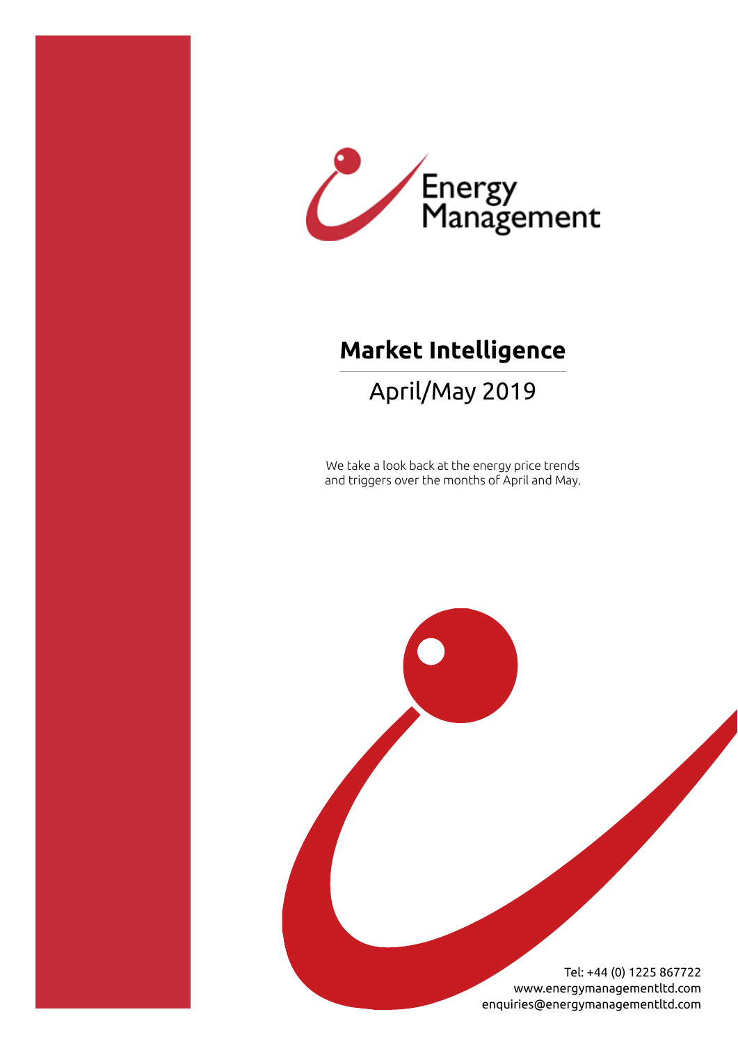Energy Management

# Market Intelligence

## April/May 2019

We take a look back at the energy price trends and triggers over the months of April and May.

Tel: +44 (0) 1225 867722
www.energymanagementltd.com
enquiries@energymanagementltd.com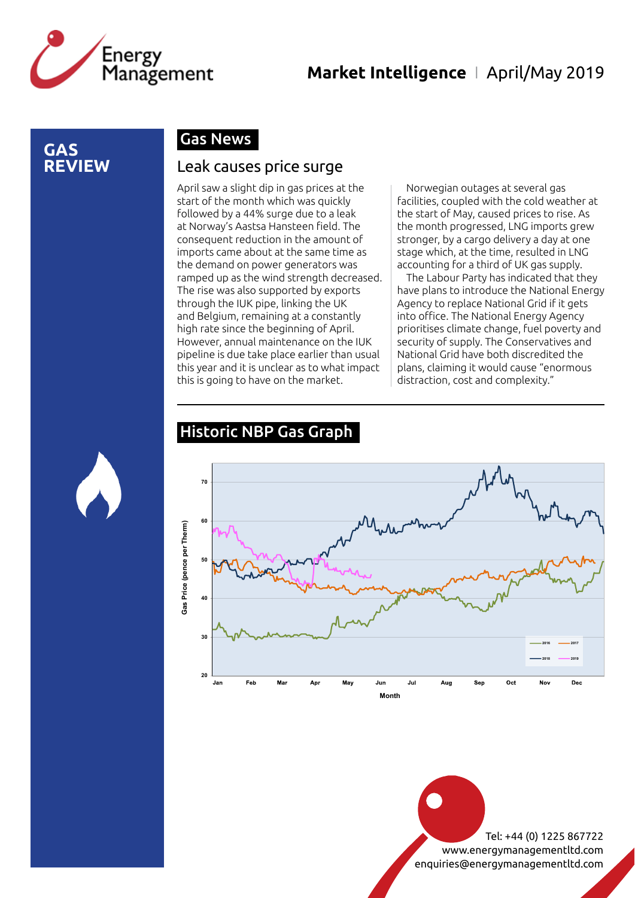# GAS REVIEW

## Gas News

### Leak causes price surge

April saw a slight dip in gas prices at the start of the month which was quickly followed by a 44% surge due to a leak at Norway's Aastsa Hansteen field. The consequent reduction in the amount of imports came about at the same time as the demand on power generators was ramped up as the wind strength decreased. The rise was also supported by exports through the IUK pipe, linking the UK and Belgium, remaining at a constantly high rate since the beginning of April. However, annual maintenance on the IUK pipeline is due take place earlier than usual this year and it is unclear as to what impact this is going to have on the market.

Norwegian outages at several gas facilities, coupled with the cold weather at the start of May, caused prices to rise. As the month progressed, LNG imports grew stronger, by a cargo delivery a day at one stage which, at the time, resulted in LNG accounting for a third of UK gas supply.

The Labour Party has indicated that they have plans to introduce the National Energy Agency to replace National Grid if it gets into office. The National Energy Agency prioritises climate change, fuel poverty and security of supply. The Conservatives and National Grid have both discredited the plans, claiming it would cause "enormous distraction, cost and complexity."

## Historic NBP Gas Graph

Gas Price (pence per Therm)

Month

Jan Feb Mar Apr May Jun Jul Aug Sep Oct Nov Dec

2016 2017 2018 2019

Tel: +44 (0) 1225 867722
www.energymanagementltd.com
enquiries@energymanagementltd.com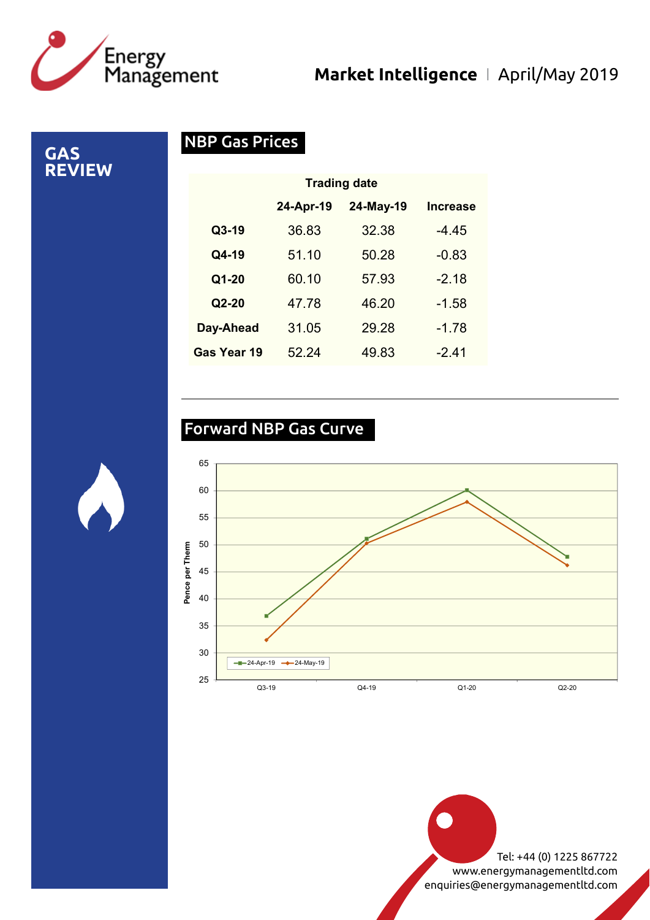# GAS REVIEW

## NBP Gas Prices

| | Trading date | | |
|---|---|---|---|
| | 24-Apr-19 | 24-May-19 | Increase |
| **Q3-19** | 36.83 | 32.38 | -4.45 |
| **Q4-19** | 51.10 | 50.28 | -0.83 |
| **Q1-20** | 60.10 | 57.93 | -2.18 |
| **Q2-20** | 47.78 | 46.20 | -1.58 |
| **Day-Ahead** | 31.05 | 29.28 | -1.78 |
| **Gas Year 19** | 52.24 | 49.83 | -2.41 |

## Forward NBP Gas Curve

Pence per Therm

24-Apr-19 / 24-May-19

Q3-19, Q4-19, Q1-20, Q2-20

Tel: +44 (0) 1225 867722
www.energymanagementltd.com
enquiries@energymanagementltd.com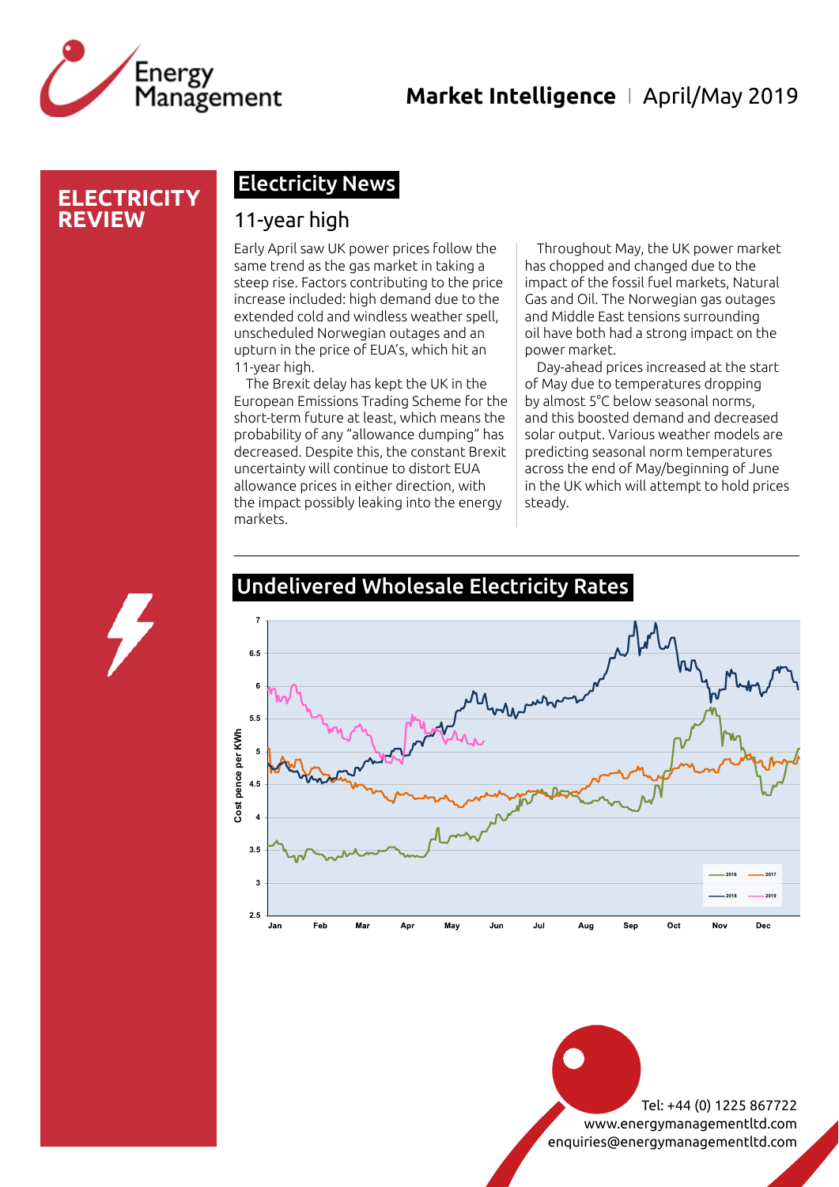# ELECTRICITY REVIEW

## Electricity News

### 11-year high

Early April saw UK power prices follow the same trend as the gas market in taking a steep rise. Factors contributing to the price increase included: high demand due to the extended cold and windless weather spell, unscheduled Norwegian outages and an upturn in the price of EUA's, which hit an 11-year high.

The Brexit delay has kept the UK in the European Emissions Trading Scheme for the short-term future at least, which means the probability of any "allowance dumping" has decreased. Despite this, the constant Brexit uncertainty will continue to distort EUA allowance prices in either direction, with the impact possibly leaking into the energy markets.

Throughout May, the UK power market has chopped and changed due to the impact of the fossil fuel markets, Natural Gas and Oil. The Norwegian gas outages and Middle East tensions surrounding oil have both had a strong impact on the power market.

Day-ahead prices increased at the start of May due to temperatures dropping by almost 5°C below seasonal norms, and this boosted demand and decreased solar output. Various weather models are predicting seasonal norm temperatures across the end of May/beginning of June in the UK which will attempt to hold prices steady.

## Undelivered Wholesale Electricity Rates

Cost pence per KWh

Jan Feb Mar Apr May Jun Jul Aug Sep Oct Nov Dec

2016 2017 2018 2019

Tel: +44 (0) 1225 867722
www.energymanagementltd.com
enquiries@energymanagementltd.com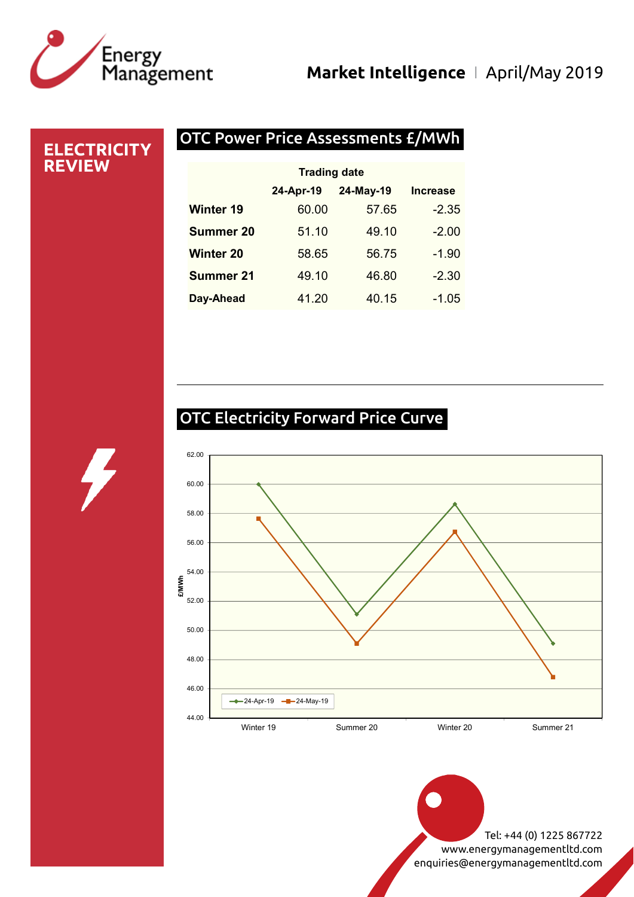# ELECTRICITY REVIEW

## OTC Power Price Assessments £/MWh

| | Trading date | | |
|---|---|---|---|
| | 24-Apr-19 | 24-May-19 | Increase |
| **Winter 19** | 60.00 | 57.65 | -2.35 |
| **Summer 20** | 51.10 | 49.10 | -2.00 |
| **Winter 20** | 58.65 | 56.75 | -1.90 |
| **Summer 21** | 49.10 | 46.80 | -2.30 |
| **Day-Ahead** | 41.20 | 40.15 | -1.05 |

## OTC Electricity Forward Price Curve

Tel: +44 (0) 1225 867722
www.energymanagementltd.com
enquiries@energymanagementltd.com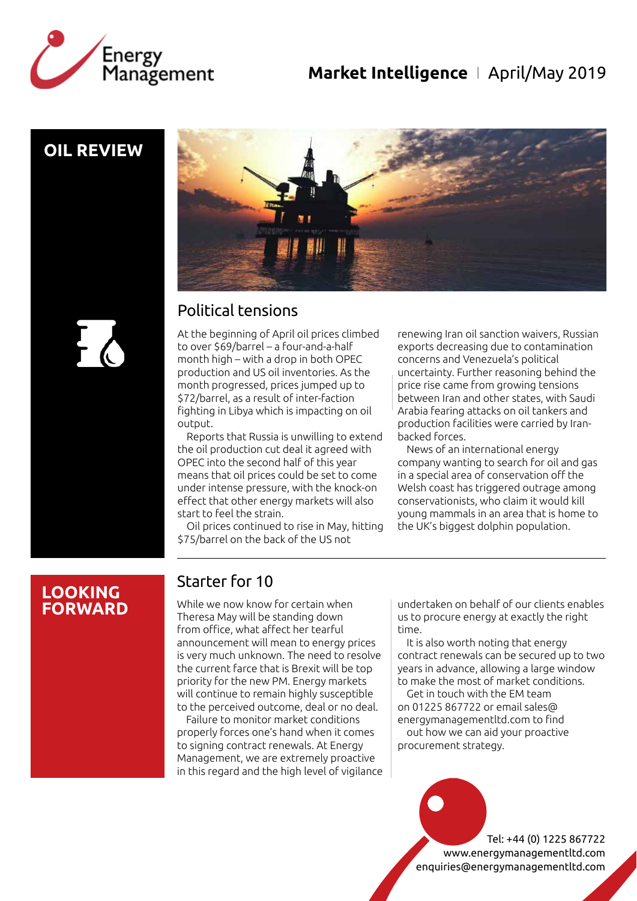# OIL REVIEW

## Political tensions

At the beginning of April oil prices climbed to over $69/barrel – a four-and-a-half month high – with a drop in both OPEC production and US oil inventories. As the month progressed, prices jumped up to $72/barrel, as a result of inter-faction fighting in Libya which is impacting on oil output.

Reports that Russia is unwilling to extend the oil production cut deal it agreed with OPEC into the second half of this year means that oil prices could be set to come under intense pressure, with the knock-on effect that other energy markets will also start to feel the strain.

Oil prices continued to rise in May, hitting $75/barrel on the back of the US not renewing Iran oil sanction waivers, Russian exports decreasing due to contamination concerns and Venezuela's political uncertainty. Further reasoning behind the price rise came from growing tensions between Iran and other states, with Saudi Arabia fearing attacks on oil tankers and production facilities were carried by Iran-backed forces.

News of an international energy company wanting to search for oil and gas in a special area of conservation off the Welsh coast has triggered outrage among conservationists, who claim it would kill young mammals in an area that is home to the UK's biggest dolphin population.

# LOOKING FORWARD

## Starter for 10

While we now know for certain when Theresa May will be standing down from office, what affect her tearful announcement will mean to energy prices is very much unknown. The need to resolve the current farce that is Brexit will be top priority for the new PM. Energy markets will continue to remain highly susceptible to the perceived outcome, deal or no deal.

Failure to monitor market conditions properly forces one's hand when it comes to signing contract renewals. At Energy Management, we are extremely proactive in this regard and the high level of vigilance undertaken on behalf of our clients enables us to procure energy at exactly the right time.

It is also worth noting that energy contract renewals can be secured up to two years in advance, allowing a large window to make the most of market conditions.

Get in touch with the EM team on 01225 867722 or email sales@energymanagementltd.com to find out how we can aid your proactive procurement strategy.

Tel: +44 (0) 1225 867722
www.energymanagementltd.com
enquiries@energymanagementltd.com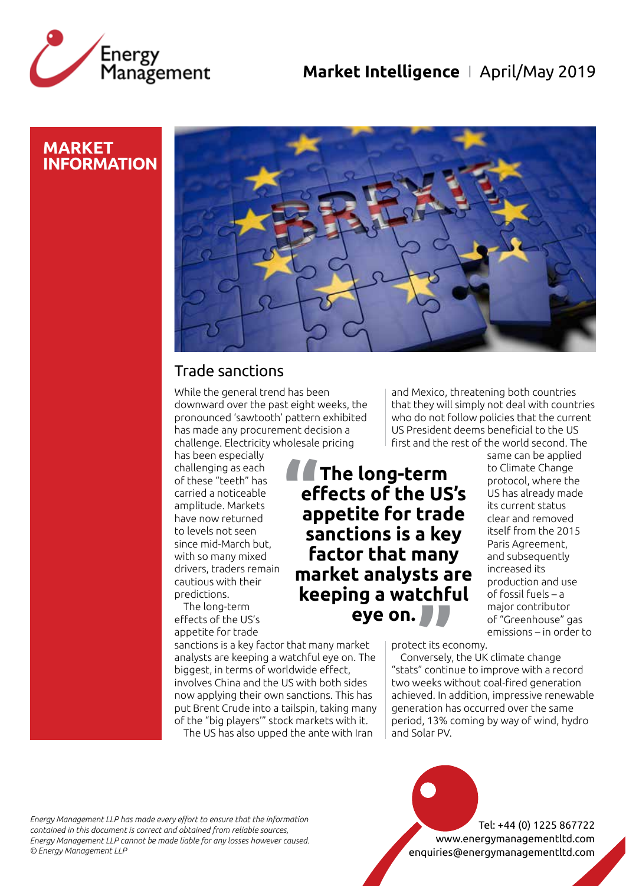## MARKET INFORMATION

### Trade sanctions

While the general trend has been downward over the past eight weeks, the pronounced 'sawtooth' pattern exhibited has made any procurement decision a challenge. Electricity wholesale pricing has been especially challenging as each of these "teeth" has carried a noticeable amplitude. Markets have now returned to levels not seen since mid-March but, with so many mixed drivers, traders remain cautious with their predictions.

The long-term effects of the US's appetite for trade sanctions is a key factor that many market analysts are keeping a watchful eye on. The biggest, in terms of worldwide effect, involves China and the US with both sides now applying their own sanctions. This has put Brent Crude into a tailspin, taking many of the "big players'" stock markets with it.

The US has also upped the ante with Iran and Mexico, threatening both countries that they will simply not deal with countries who do not follow policies that the current US President deems beneficial to the US first and the rest of the world second. The same can be applied to Climate Change protocol, where the US has already made its current status clear and removed itself from the 2015 Paris Agreement, and subsequently increased its production and use of fossil fuels – a major contributor of "Greenhouse" gas emissions – in order to protect its economy.

> **The long-term effects of the US's appetite for trade sanctions is a key factor that many market analysts are keeping a watchful eye on.**

Conversely, the UK climate change "stats" continue to improve with a record two weeks without coal-fired generation achieved. In addition, impressive renewable generation has occurred over the same period, 13% coming by way of wind, hydro and Solar PV.

*Energy Management LLP has made every effort to ensure that the information contained in this document is correct and obtained from reliable sources, Energy Management LLP cannot be made liable for any losses however caused. © Energy Management LLP*

Tel: +44 (0) 1225 867722
www.energymanagementltd.com
enquiries@energymanagementltd.com